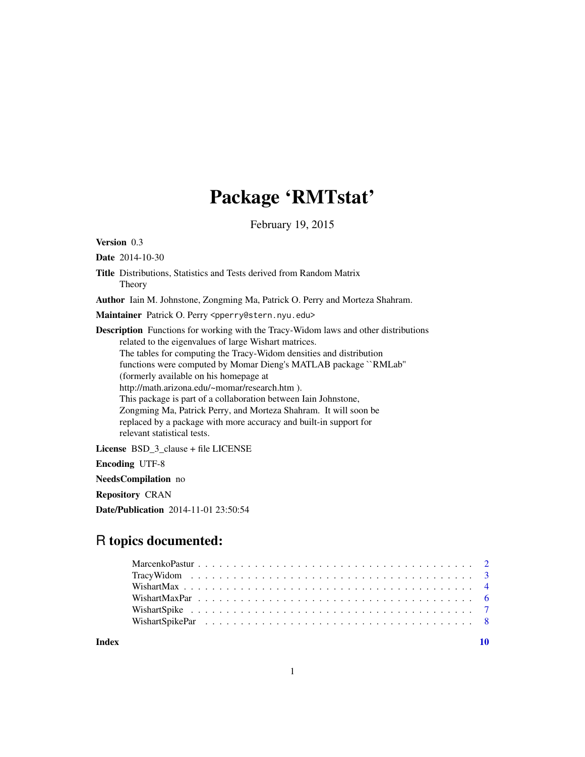# Package 'RMTstat'

February 19, 2015

**Version** 0.3

**Date** 2014-10-30

**Title** Distributions, Statistics and Tests derived from Random Matrix Theory

**Author** Iain M. Johnstone, Zongming Ma, Patrick O. Perry and Morteza Shahram.

**Maintainer** Patrick O. Perry <pperry@stern.nyu.edu>

**Description** Functions for working with the Tracy-Widom laws and other distributions related to the eigenvalues of large Wishart matrices.
The tables for computing the Tracy-Widom densities and distribution functions were computed by Momar Dieng's MATLAB package ``RMLab'' (formerly available on his homepage at http://math.arizona.edu/~momar/research.htm ).
This package is part of a collaboration between Iain Johnstone, Zongming Ma, Patrick Perry, and Morteza Shahram. It will soon be replaced by a package with more accuracy and built-in support for relevant statistical tests.

**License** BSD_3_clause + file LICENSE

**Encoding** UTF-8

**NeedsCompilation** no

**Repository** CRAN

**Date/Publication** 2014-11-01 23:50:54

## R topics documented:

- MarcenkoPastur . . . . . . . . . . . . . . . . . . . . . . . . . . . . . . . . . . . . . . 2
- TracyWidom . . . . . . . . . . . . . . . . . . . . . . . . . . . . . . . . . . . . . . 3
- WishartMax . . . . . . . . . . . . . . . . . . . . . . . . . . . . . . . . . . . . . . 4
- WishartMaxPar . . . . . . . . . . . . . . . . . . . . . . . . . . . . . . . . . . . . . . 6
- WishartSpike . . . . . . . . . . . . . . . . . . . . . . . . . . . . . . . . . . . . . . 7
- WishartSpikePar . . . . . . . . . . . . . . . . . . . . . . . . . . . . . . . . . . . . . . 8

**Index** **10**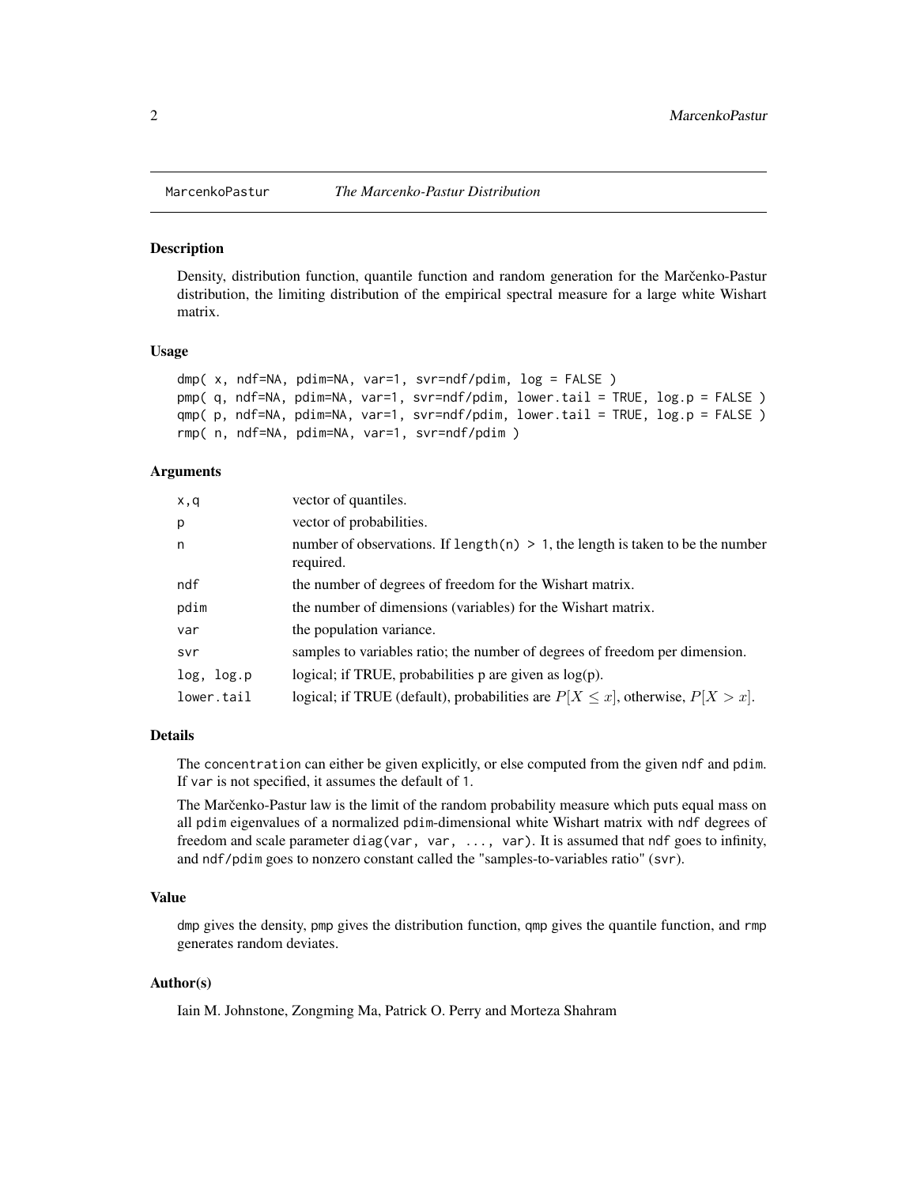MarcenkoPastur *The Marcenko-Pastur Distribution*

## Description

Density, distribution function, quantile function and random generation for the Marčenko-Pastur distribution, the limiting distribution of the empirical spectral measure for a large white Wishart matrix.

## Usage

```
dmp( x, ndf=NA, pdim=NA, var=1, svr=ndf/pdim, log = FALSE )
pmp( q, ndf=NA, pdim=NA, var=1, svr=ndf/pdim, lower.tail = TRUE, log.p = FALSE )
qmp( p, ndf=NA, pdim=NA, var=1, svr=ndf/pdim, lower.tail = TRUE, log.p = FALSE )
rmp( n, ndf=NA, pdim=NA, var=1, svr=ndf/pdim )
```

## Arguments

| | |
|---|---|
| x,q | vector of quantiles. |
| p | vector of probabilities. |
| n | number of observations. If length(n) > 1, the length is taken to be the number required. |
| ndf | the number of degrees of freedom for the Wishart matrix. |
| pdim | the number of dimensions (variables) for the Wishart matrix. |
| var | the population variance. |
| svr | samples to variables ratio; the number of degrees of freedom per dimension. |
| log, log.p | logical; if TRUE, probabilities p are given as log(p). |
| lower.tail | logical; if TRUE (default), probabilities are $P[X \leq x]$, otherwise, $P[X > x]$. |

## Details

The concentration can either be given explicitly, or else computed from the given ndf and pdim. If var is not specified, it assumes the default of 1.

The Marčenko-Pastur law is the limit of the random probability measure which puts equal mass on all pdim eigenvalues of a normalized pdim-dimensional white Wishart matrix with ndf degrees of freedom and scale parameter diag(var, var, ..., var). It is assumed that ndf goes to infinity, and ndf/pdim goes to nonzero constant called the "samples-to-variables ratio" (svr).

## Value

dmp gives the density, pmp gives the distribution function, qmp gives the quantile function, and rmp generates random deviates.

## Author(s)

Iain M. Johnstone, Zongming Ma, Patrick O. Perry and Morteza Shahram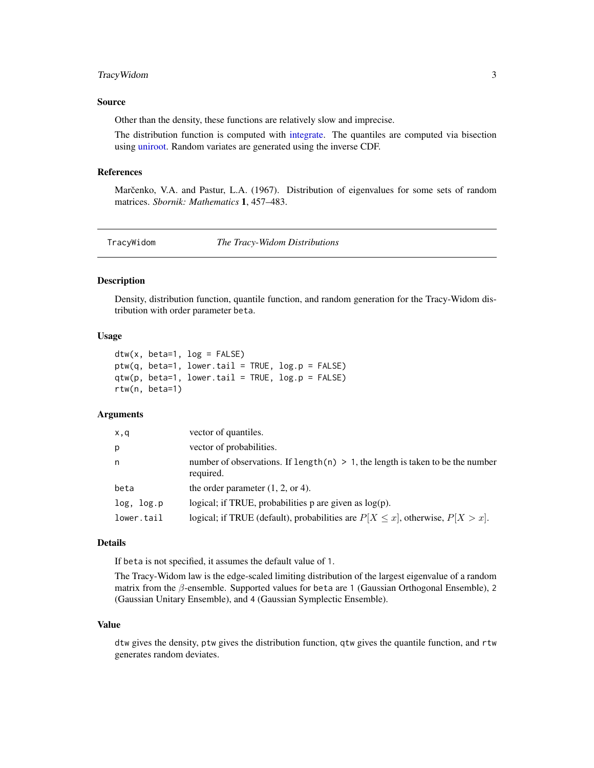## Source

Other than the density, these functions are relatively slow and imprecise.

The distribution function is computed with integrate. The quantiles are computed via bisection using uniroot. Random variates are generated using the inverse CDF.

## References

Marčenko, V.A. and Pastur, L.A. (1967). Distribution of eigenvalues for some sets of random matrices. *Sbornik: Mathematics* **1**, 457–483.

---

# TracyWidom — *The Tracy-Widom Distributions*

---

## Description

Density, distribution function, quantile function, and random generation for the Tracy-Widom distribution with order parameter `beta`.

## Usage

```
dtw(x, beta=1, log = FALSE)
ptw(q, beta=1, lower.tail = TRUE, log.p = FALSE)
qtw(p, beta=1, lower.tail = TRUE, log.p = FALSE)
rtw(n, beta=1)
```

## Arguments

| | |
|---|---|
| `x,q` | vector of quantiles. |
| `p` | vector of probabilities. |
| `n` | number of observations. If `length(n) > 1`, the length is taken to be the number required. |
| `beta` | the order parameter (1, 2, or 4). |
| `log, log.p` | logical; if TRUE, probabilities p are given as log(p). |
| `lower.tail` | logical; if TRUE (default), probabilities are $P[X \leq x]$, otherwise, $P[X > x]$. |

## Details

If `beta` is not specified, it assumes the default value of `1`.

The Tracy-Widom law is the edge-scaled limiting distribution of the largest eigenvalue of a random matrix from the $\beta$-ensemble. Supported values for `beta` are `1` (Gaussian Orthogonal Ensemble), `2` (Gaussian Unitary Ensemble), and `4` (Gaussian Symplectic Ensemble).

## Value

`dtw` gives the density, `ptw` gives the distribution function, `qtw` gives the quantile function, and `rtw` generates random deviates.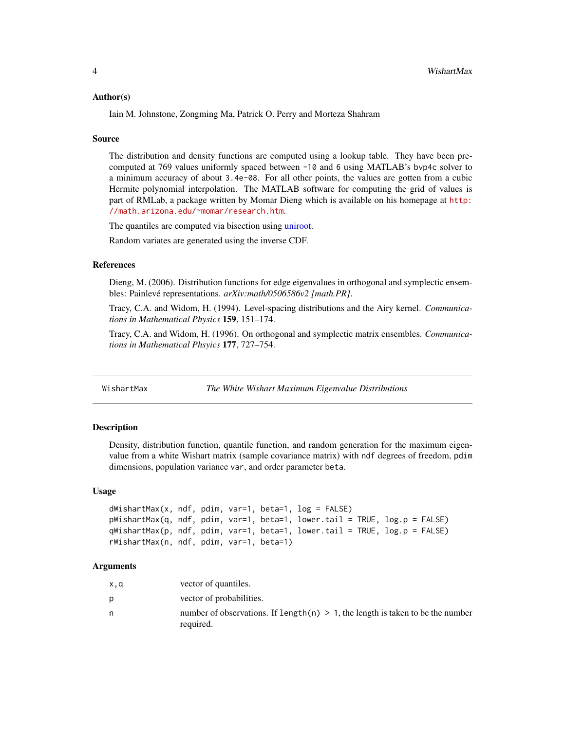### Author(s)

Iain M. Johnstone, Zongming Ma, Patrick O. Perry and Morteza Shahram

### Source

The distribution and density functions are computed using a lookup table. They have been precomputed at 769 values uniformly spaced between `-10` and `6` using MATLAB's `bvp4c` solver to a minimum accuracy of about `3.4e-08`. For all other points, the values are gotten from a cubic Hermite polynomial interpolation. The MATLAB software for computing the grid of values is part of RMLab, a package written by Momar Dieng which is available on his homepage at http://math.arizona.edu/~momar/research.htm.

The quantiles are computed via bisection using uniroot.

Random variates are generated using the inverse CDF.

### References

Dieng, M. (2006). Distribution functions for edge eigenvalues in orthogonal and symplectic ensembles: Painlevé representations. *arXiv:math/0506586v2 [math.PR]*.

Tracy, C.A. and Widom, H. (1994). Level-spacing distributions and the Airy kernel. *Communications in Mathematical Physics* **159**, 151–174.

Tracy, C.A. and Widom, H. (1996). On orthogonal and symplectic matrix ensembles. *Communications in Mathematical Phsyics* **177**, 727–754.

---

## WishartMax — *The White Wishart Maximum Eigenvalue Distributions*

### Description

Density, distribution function, quantile function, and random generation for the maximum eigenvalue from a white Wishart matrix (sample covariance matrix) with `ndf` degrees of freedom, `pdim` dimensions, population variance `var`, and order parameter `beta`.

### Usage

```
dWishartMax(x, ndf, pdim, var=1, beta=1, log = FALSE)
pWishartMax(q, ndf, pdim, var=1, beta=1, lower.tail = TRUE, log.p = FALSE)
qWishartMax(p, ndf, pdim, var=1, beta=1, lower.tail = TRUE, log.p = FALSE)
rWishartMax(n, ndf, pdim, var=1, beta=1)
```

### Arguments

| | |
|---|---|
| `x,q` | vector of quantiles. |
| `p` | vector of probabilities. |
| `n` | number of observations. If `length(n) > 1`, the length is taken to be the number required. |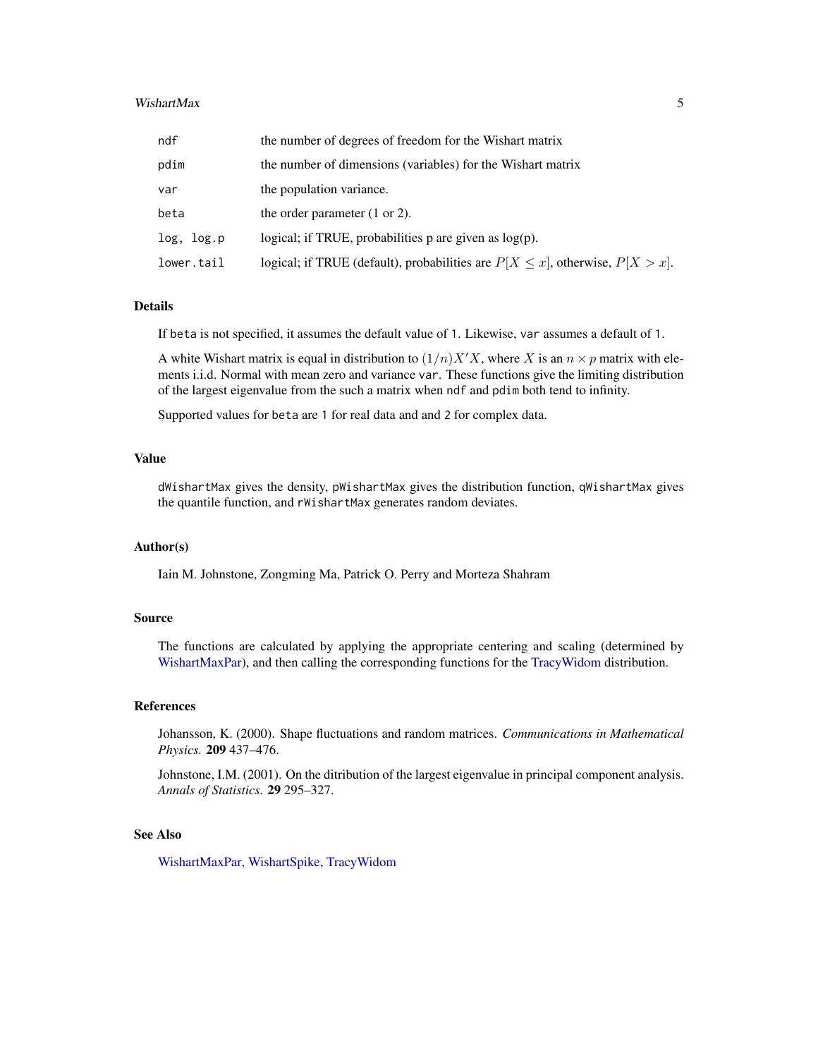| | |
|---|---|
| `ndf` | the number of degrees of freedom for the Wishart matrix |
| `pdim` | the number of dimensions (variables) for the Wishart matrix |
| `var` | the population variance. |
| `beta` | the order parameter (1 or 2). |
| `log, log.p` | logical; if TRUE, probabilities p are given as log(p). |
| `lower.tail` | logical; if TRUE (default), probabilities are $P[X \leq x]$, otherwise, $P[X > x]$. |

### Details

If `beta` is not specified, it assumes the default value of `1`. Likewise, `var` assumes a default of `1`.

A white Wishart matrix is equal in distribution to $(1/n)X'X$, where $X$ is an $n \times p$ matrix with elements i.i.d. Normal with mean zero and variance `var`. These functions give the limiting distribution of the largest eigenvalue from the such a matrix when `ndf` and `pdim` both tend to infinity.

Supported values for `beta` are `1` for real data and and `2` for complex data.

### Value

`dWishartMax` gives the density, `pWishartMax` gives the distribution function, `qWishartMax` gives the quantile function, and `rWishartMax` generates random deviates.

### Author(s)

Iain M. Johnstone, Zongming Ma, Patrick O. Perry and Morteza Shahram

### Source

The functions are calculated by applying the appropriate centering and scaling (determined by WishartMaxPar), and then calling the corresponding functions for the TracyWidom distribution.

### References

Johansson, K. (2000). Shape fluctuations and random matrices. *Communications in Mathematical Physics.* **209** 437–476.

Johnstone, I.M. (2001). On the ditribution of the largest eigenvalue in principal component analysis. *Annals of Statistics.* **29** 295–327.

### See Also

WishartMaxPar, WishartSpike, TracyWidom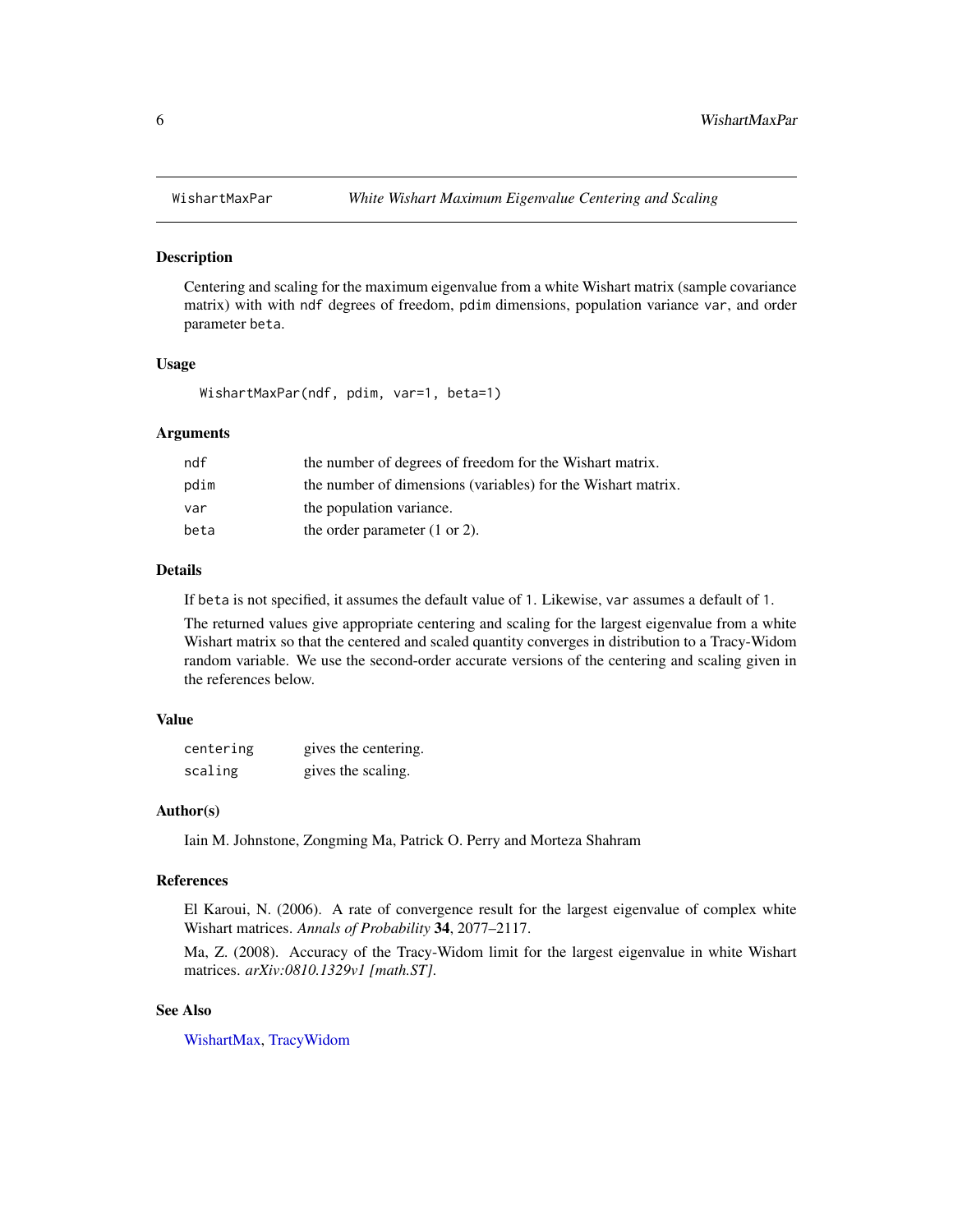## WishartMaxPar *White Wishart Maximum Eigenvalue Centering and Scaling*

### Description

Centering and scaling for the maximum eigenvalue from a white Wishart matrix (sample covariance matrix) with with `ndf` degrees of freedom, `pdim` dimensions, population variance `var`, and order parameter `beta`.

### Usage

```
WishartMaxPar(ndf, pdim, var=1, beta=1)
```

### Arguments

| | |
|---|---|
| `ndf` | the number of degrees of freedom for the Wishart matrix. |
| `pdim` | the number of dimensions (variables) for the Wishart matrix. |
| `var` | the population variance. |
| `beta` | the order parameter (1 or 2). |

### Details

If `beta` is not specified, it assumes the default value of 1. Likewise, `var` assumes a default of 1.

The returned values give appropriate centering and scaling for the largest eigenvalue from a white Wishart matrix so that the centered and scaled quantity converges in distribution to a Tracy-Widom random variable. We use the second-order accurate versions of the centering and scaling given in the references below.

### Value

| | |
|---|---|
| `centering` | gives the centering. |
| `scaling` | gives the scaling. |

### Author(s)

Iain M. Johnstone, Zongming Ma, Patrick O. Perry and Morteza Shahram

### References

El Karoui, N. (2006). A rate of convergence result for the largest eigenvalue of complex white Wishart matrices. *Annals of Probability* **34**, 2077–2117.

Ma, Z. (2008). Accuracy of the Tracy-Widom limit for the largest eigenvalue in white Wishart matrices. *arXiv:0810.1329v1 [math.ST]*.

### See Also

WishartMax, TracyWidom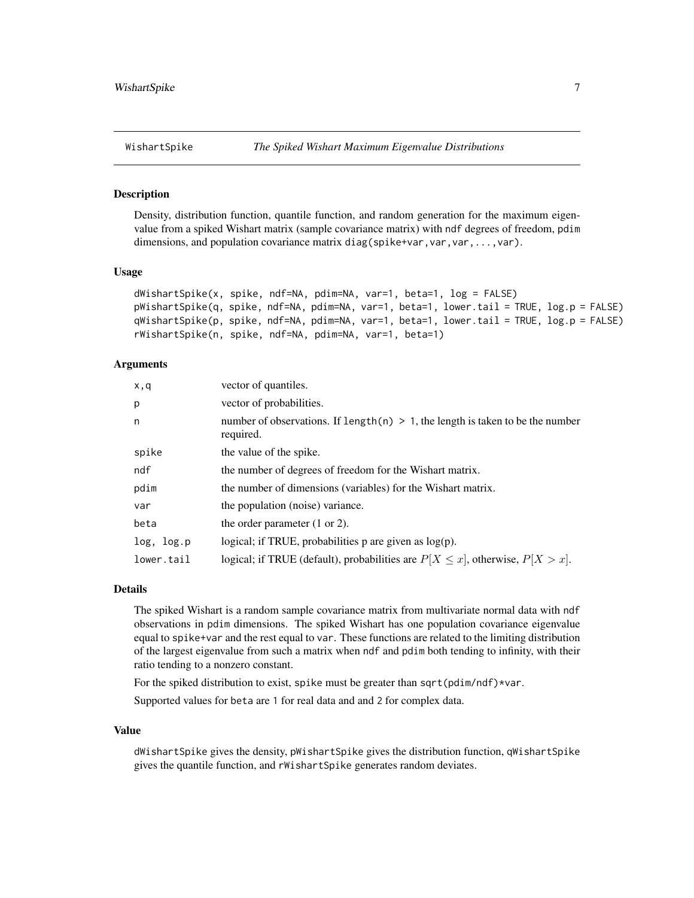## WishartSpike *The Spiked Wishart Maximum Eigenvalue Distributions*

### Description

Density, distribution function, quantile function, and random generation for the maximum eigenvalue from a spiked Wishart matrix (sample covariance matrix) with `ndf` degrees of freedom, `pdim` dimensions, and population covariance matrix `diag(spike+var,var,var,...,var)`.

### Usage

```
dWishartSpike(x, spike, ndf=NA, pdim=NA, var=1, beta=1, log = FALSE)
pWishartSpike(q, spike, ndf=NA, pdim=NA, var=1, beta=1, lower.tail = TRUE, log.p = FALSE)
qWishartSpike(p, spike, ndf=NA, pdim=NA, var=1, beta=1, lower.tail = TRUE, log.p = FALSE)
rWishartSpike(n, spike, ndf=NA, pdim=NA, var=1, beta=1)
```

### Arguments

| | |
|---|---|
| `x,q` | vector of quantiles. |
| `p` | vector of probabilities. |
| `n` | number of observations. If `length(n) > 1`, the length is taken to be the number required. |
| `spike` | the value of the spike. |
| `ndf` | the number of degrees of freedom for the Wishart matrix. |
| `pdim` | the number of dimensions (variables) for the Wishart matrix. |
| `var` | the population (noise) variance. |
| `beta` | the order parameter (1 or 2). |
| `log, log.p` | logical; if TRUE, probabilities p are given as log(p). |
| `lower.tail` | logical; if TRUE (default), probabilities are $P[X \leq x]$, otherwise, $P[X > x]$. |

### Details

The spiked Wishart is a random sample covariance matrix from multivariate normal data with `ndf` observations in `pdim` dimensions. The spiked Wishart has one population covariance eigenvalue equal to `spike+var` and the rest equal to `var`. These functions are related to the limiting distribution of the largest eigenvalue from such a matrix when `ndf` and `pdim` both tending to infinity, with their ratio tending to a nonzero constant.

For the spiked distribution to exist, `spike` must be greater than `sqrt(pdim/ndf)*var`.

Supported values for `beta` are `1` for real data and and `2` for complex data.

### Value

`dWishartSpike` gives the density, `pWishartSpike` gives the distribution function, `qWishartSpike` gives the quantile function, and `rWishartSpike` generates random deviates.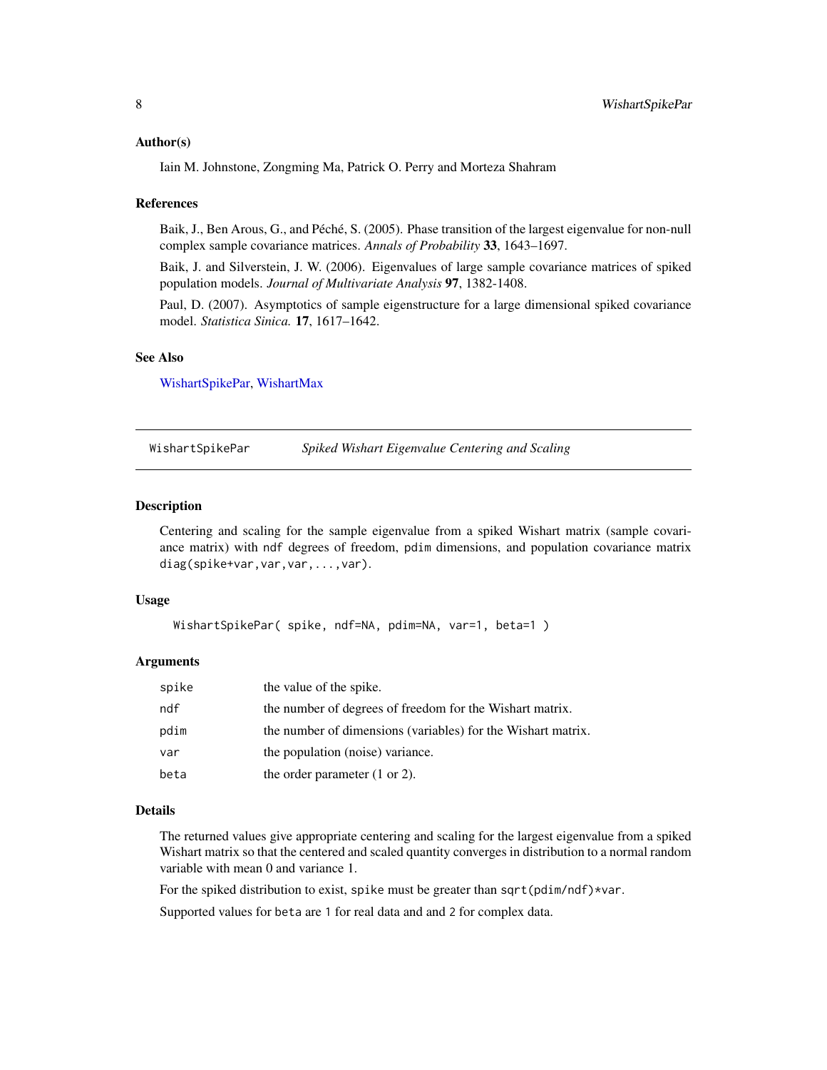### Author(s)

Iain M. Johnstone, Zongming Ma, Patrick O. Perry and Morteza Shahram

### References

Baik, J., Ben Arous, G., and Péché, S. (2005). Phase transition of the largest eigenvalue for non-null complex sample covariance matrices. *Annals of Probability* **33**, 1643–1697.

Baik, J. and Silverstein, J. W. (2006). Eigenvalues of large sample covariance matrices of spiked population models. *Journal of Multivariate Analysis* **97**, 1382-1408.

Paul, D. (2007). Asymptotics of sample eigenstructure for a large dimensional spiked covariance model. *Statistica Sinica.* **17**, 1617–1642.

### See Also

WishartSpikePar, WishartMax

---

## WishartSpikePar — *Spiked Wishart Eigenvalue Centering and Scaling*

### Description

Centering and scaling for the sample eigenvalue from a spiked Wishart matrix (sample covariance matrix) with `ndf` degrees of freedom, `pdim` dimensions, and population covariance matrix `diag(spike+var,var,var,...,var)`.

### Usage

```
WishartSpikePar( spike, ndf=NA, pdim=NA, var=1, beta=1 )
```

### Arguments

| | |
|---|---|
| `spike` | the value of the spike. |
| `ndf` | the number of degrees of freedom for the Wishart matrix. |
| `pdim` | the number of dimensions (variables) for the Wishart matrix. |
| `var` | the population (noise) variance. |
| `beta` | the order parameter (1 or 2). |

### Details

The returned values give appropriate centering and scaling for the largest eigenvalue from a spiked Wishart matrix so that the centered and scaled quantity converges in distribution to a normal random variable with mean 0 and variance 1.

For the spiked distribution to exist, `spike` must be greater than `sqrt(pdim/ndf)*var`.

Supported values for `beta` are `1` for real data and and `2` for complex data.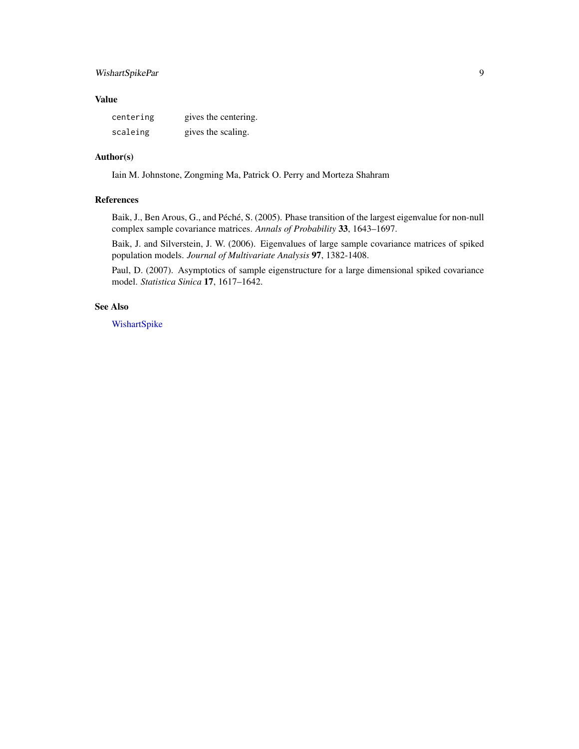### Value

| | |
|---|---|
| `centering` | gives the centering. |
| `scaleing` | gives the scaling. |

### Author(s)

Iain M. Johnstone, Zongming Ma, Patrick O. Perry and Morteza Shahram

### References

Baik, J., Ben Arous, G., and Péché, S. (2005). Phase transition of the largest eigenvalue for non-null complex sample covariance matrices. *Annals of Probability* **33**, 1643–1697.

Baik, J. and Silverstein, J. W. (2006). Eigenvalues of large sample covariance matrices of spiked population models. *Journal of Multivariate Analysis* **97**, 1382-1408.

Paul, D. (2007). Asymptotics of sample eigenstructure for a large dimensional spiked covariance model. *Statistica Sinica* **17**, 1617–1642.

### See Also

WishartSpike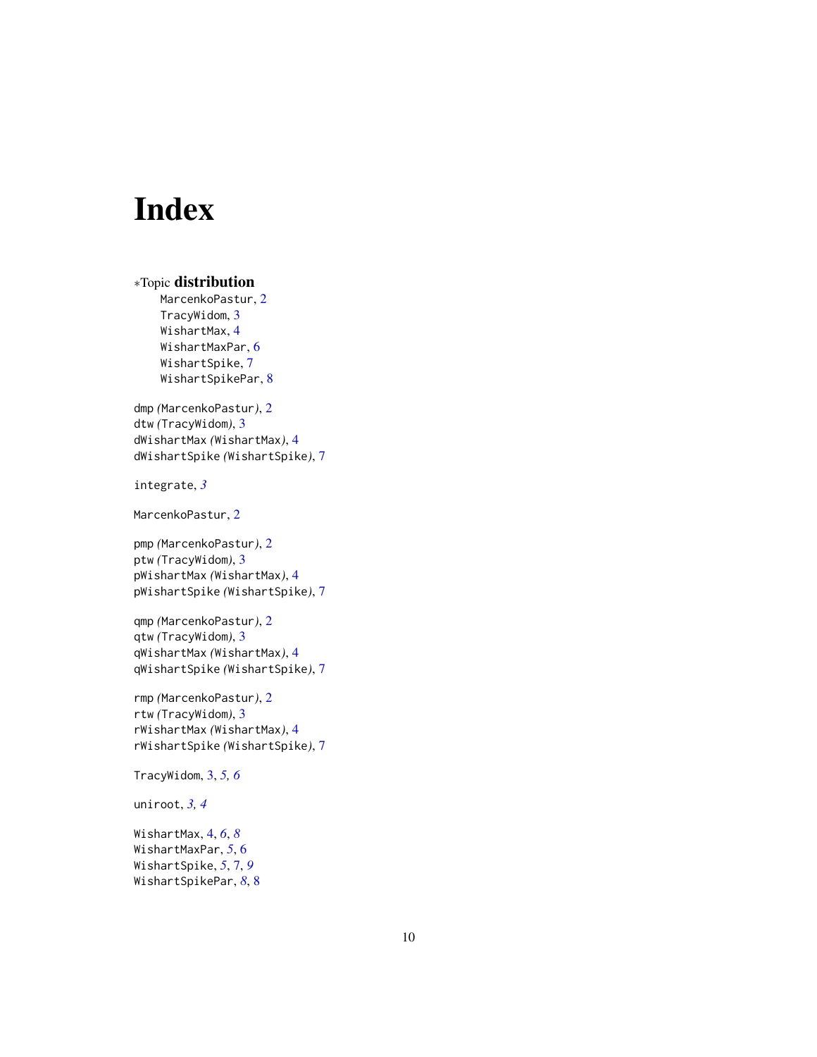# Index

*Topic **distribution**

MarcenkoPastur, 2
TracyWidom, 3
WishartMax, 4
WishartMaxPar, 6
WishartSpike, 7
WishartSpikePar, 8

dmp *(*MarcenkoPastur*)*, 2
dtw *(*TracyWidom*)*, 3
dWishartMax *(*WishartMax*)*, 4
dWishartSpike *(*WishartSpike*)*, 7

integrate, *3*

MarcenkoPastur, 2

pmp *(*MarcenkoPastur*)*, 2
ptw *(*TracyWidom*)*, 3
pWishartMax *(*WishartMax*)*, 4
pWishartSpike *(*WishartSpike*)*, 7

qmp *(*MarcenkoPastur*)*, 2
qtw *(*TracyWidom*)*, 3
qWishartMax *(*WishartMax*)*, 4
qWishartSpike *(*WishartSpike*)*, 7

rmp *(*MarcenkoPastur*)*, 2
rtw *(*TracyWidom*)*, 3
rWishartMax *(*WishartMax*)*, 4
rWishartSpike *(*WishartSpike*)*, 7

TracyWidom, 3, *5, 6*

uniroot, *3, 4*

WishartMax, 4, *6*, *8*
WishartMaxPar, *5*, 6
WishartSpike, *5*, 7, *9*
WishartSpikePar, *8*, 8